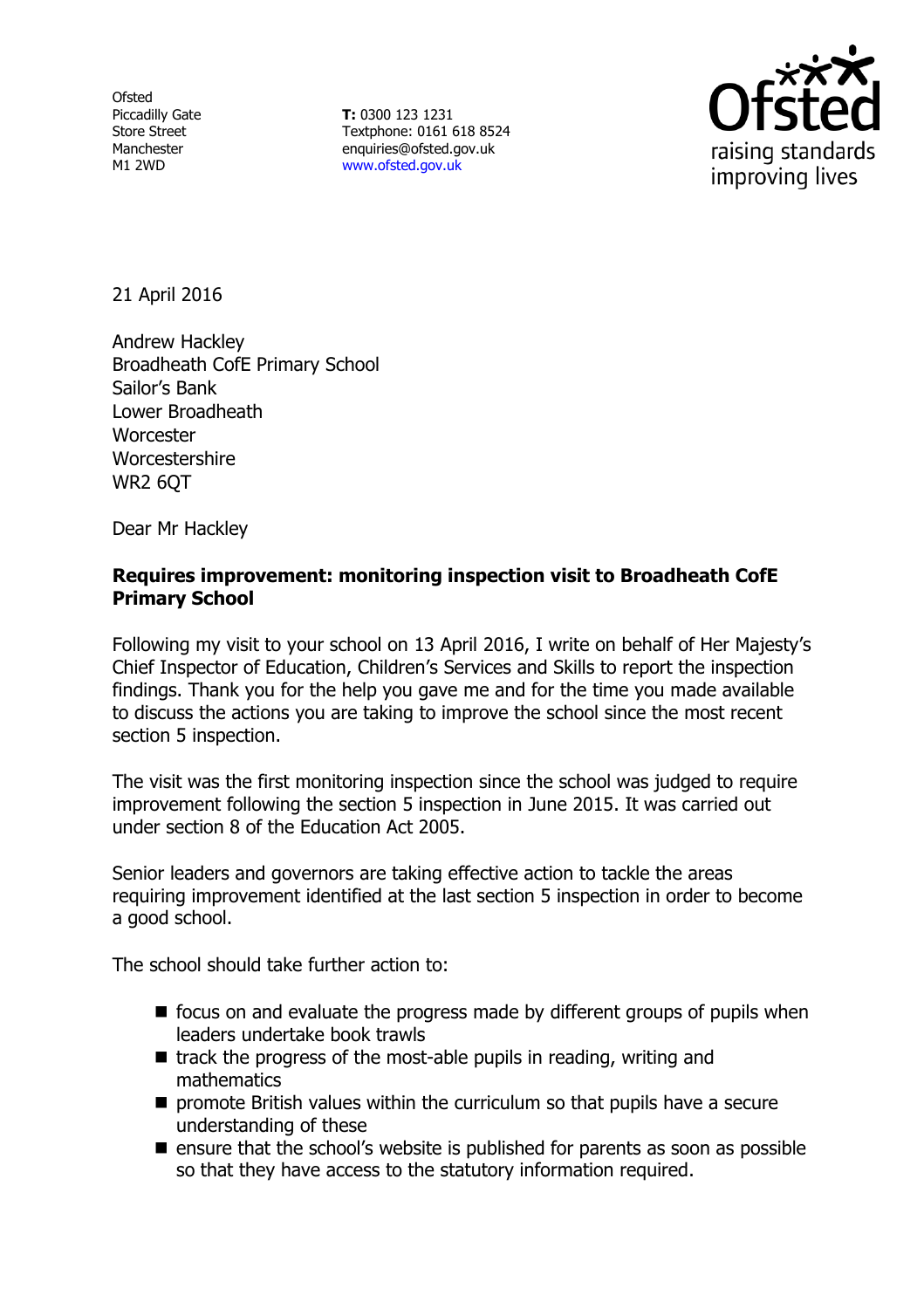Ofsted
Piccadilly Gate
Store Street
Manchester
M1 2WD

**T:** 0300 123 1231
Textphone: 0161 618 8524
enquiries@ofsted.gov.uk
www.ofsted.gov.uk

Ofsted
raising standards
improving lives

21 April 2016

Andrew Hackley
Broadheath CofE Primary School
Sailor's Bank
Lower Broadheath
Worcester
Worcestershire
WR2 6QT

Dear Mr Hackley

**Requires improvement: monitoring inspection visit to Broadheath CofE Primary School**

Following my visit to your school on 13 April 2016, I write on behalf of Her Majesty's Chief Inspector of Education, Children's Services and Skills to report the inspection findings. Thank you for the help you gave me and for the time you made available to discuss the actions you are taking to improve the school since the most recent section 5 inspection.

The visit was the first monitoring inspection since the school was judged to require improvement following the section 5 inspection in June 2015. It was carried out under section 8 of the Education Act 2005.

Senior leaders and governors are taking effective action to tackle the areas requiring improvement identified at the last section 5 inspection in order to become a good school.

The school should take further action to:

- focus on and evaluate the progress made by different groups of pupils when leaders undertake book trawls
- track the progress of the most-able pupils in reading, writing and mathematics
- promote British values within the curriculum so that pupils have a secure understanding of these
- ensure that the school's website is published for parents as soon as possible so that they have access to the statutory information required.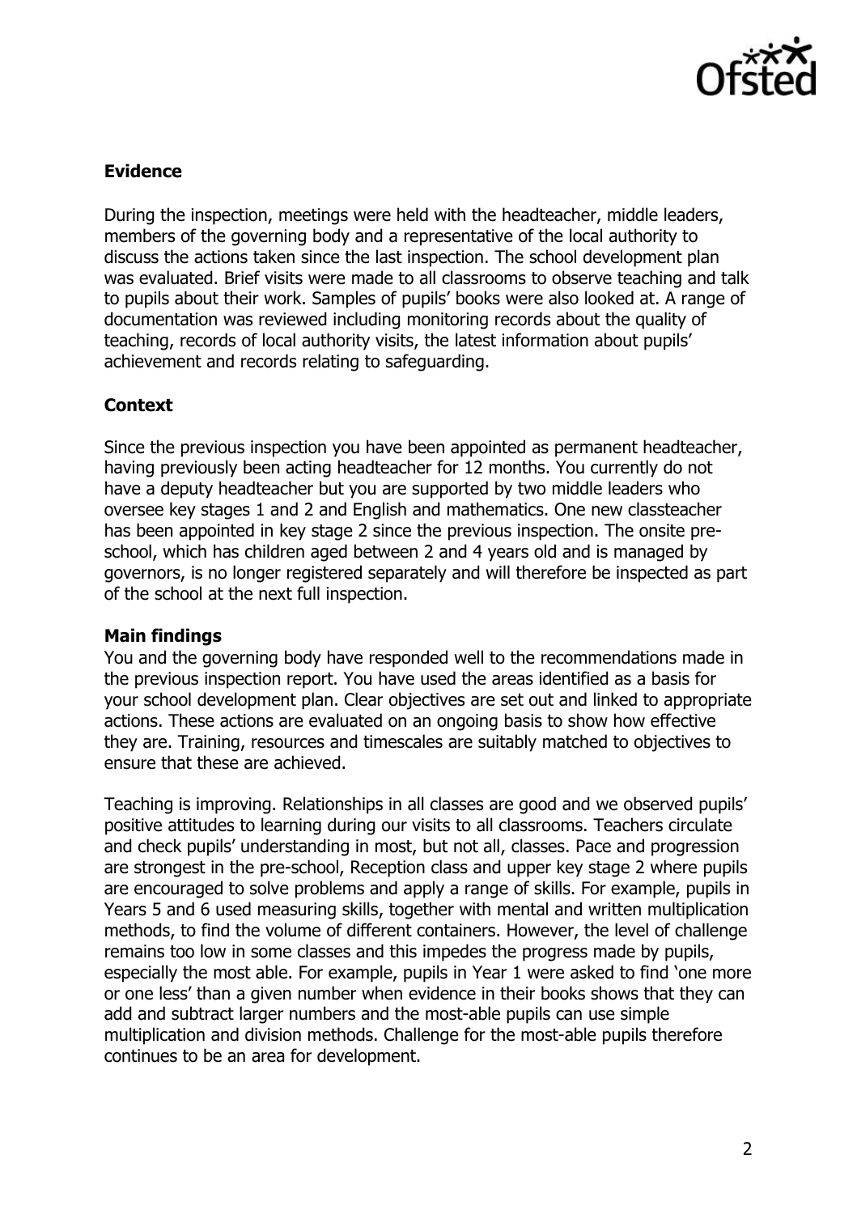## Evidence

During the inspection, meetings were held with the headteacher, middle leaders, members of the governing body and a representative of the local authority to discuss the actions taken since the last inspection. The school development plan was evaluated. Brief visits were made to all classrooms to observe teaching and talk to pupils about their work. Samples of pupils' books were also looked at. A range of documentation was reviewed including monitoring records about the quality of teaching, records of local authority visits, the latest information about pupils' achievement and records relating to safeguarding.

## Context

Since the previous inspection you have been appointed as permanent headteacher, having previously been acting headteacher for 12 months. You currently do not have a deputy headteacher but you are supported by two middle leaders who oversee key stages 1 and 2 and English and mathematics. One new classteacher has been appointed in key stage 2 since the previous inspection. The onsite pre-school, which has children aged between 2 and 4 years old and is managed by governors, is no longer registered separately and will therefore be inspected as part of the school at the next full inspection.

## Main findings

You and the governing body have responded well to the recommendations made in the previous inspection report. You have used the areas identified as a basis for your school development plan. Clear objectives are set out and linked to appropriate actions. These actions are evaluated on an ongoing basis to show how effective they are. Training, resources and timescales are suitably matched to objectives to ensure that these are achieved.

Teaching is improving. Relationships in all classes are good and we observed pupils' positive attitudes to learning during our visits to all classrooms. Teachers circulate and check pupils' understanding in most, but not all, classes. Pace and progression are strongest in the pre-school, Reception class and upper key stage 2 where pupils are encouraged to solve problems and apply a range of skills. For example, pupils in Years 5 and 6 used measuring skills, together with mental and written multiplication methods, to find the volume of different containers. However, the level of challenge remains too low in some classes and this impedes the progress made by pupils, especially the most able. For example, pupils in Year 1 were asked to find 'one more or one less' than a given number when evidence in their books shows that they can add and subtract larger numbers and the most-able pupils can use simple multiplication and division methods. Challenge for the most-able pupils therefore continues to be an area for development.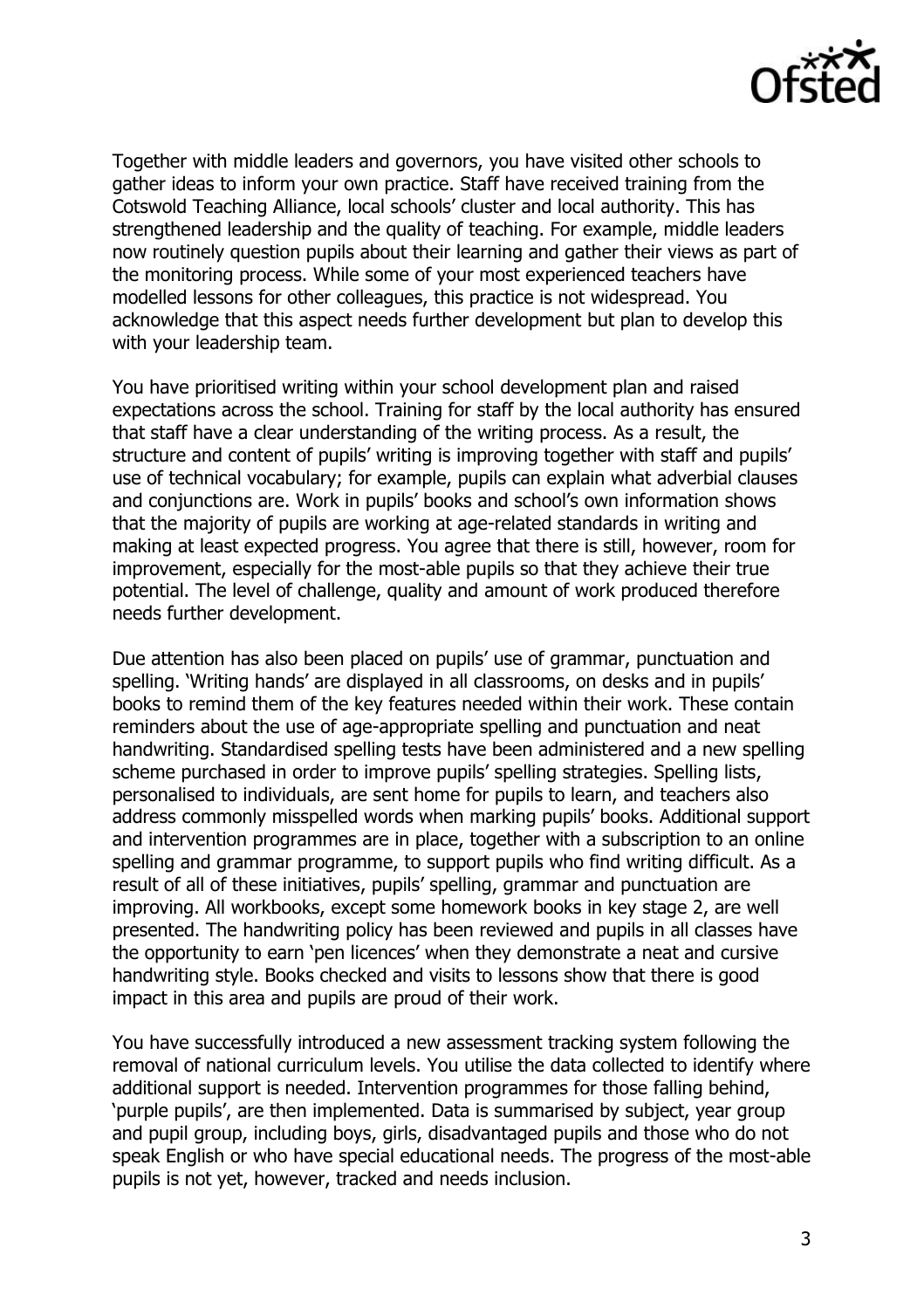Together with middle leaders and governors, you have visited other schools to gather ideas to inform your own practice. Staff have received training from the Cotswold Teaching Alliance, local schools' cluster and local authority. This has strengthened leadership and the quality of teaching. For example, middle leaders now routinely question pupils about their learning and gather their views as part of the monitoring process. While some of your most experienced teachers have modelled lessons for other colleagues, this practice is not widespread. You acknowledge that this aspect needs further development but plan to develop this with your leadership team.

You have prioritised writing within your school development plan and raised expectations across the school. Training for staff by the local authority has ensured that staff have a clear understanding of the writing process. As a result, the structure and content of pupils' writing is improving together with staff and pupils' use of technical vocabulary; for example, pupils can explain what adverbial clauses and conjunctions are. Work in pupils' books and school's own information shows that the majority of pupils are working at age-related standards in writing and making at least expected progress. You agree that there is still, however, room for improvement, especially for the most-able pupils so that they achieve their true potential. The level of challenge, quality and amount of work produced therefore needs further development.

Due attention has also been placed on pupils' use of grammar, punctuation and spelling. 'Writing hands' are displayed in all classrooms, on desks and in pupils' books to remind them of the key features needed within their work. These contain reminders about the use of age-appropriate spelling and punctuation and neat handwriting. Standardised spelling tests have been administered and a new spelling scheme purchased in order to improve pupils' spelling strategies. Spelling lists, personalised to individuals, are sent home for pupils to learn, and teachers also address commonly misspelled words when marking pupils' books. Additional support and intervention programmes are in place, together with a subscription to an online spelling and grammar programme, to support pupils who find writing difficult. As a result of all of these initiatives, pupils' spelling, grammar and punctuation are improving. All workbooks, except some homework books in key stage 2, are well presented. The handwriting policy has been reviewed and pupils in all classes have the opportunity to earn 'pen licences' when they demonstrate a neat and cursive handwriting style. Books checked and visits to lessons show that there is good impact in this area and pupils are proud of their work.

You have successfully introduced a new assessment tracking system following the removal of national curriculum levels. You utilise the data collected to identify where additional support is needed. Intervention programmes for those falling behind, 'purple pupils', are then implemented. Data is summarised by subject, year group and pupil group, including boys, girls, disadvantaged pupils and those who do not speak English or who have special educational needs. The progress of the most-able pupils is not yet, however, tracked and needs inclusion.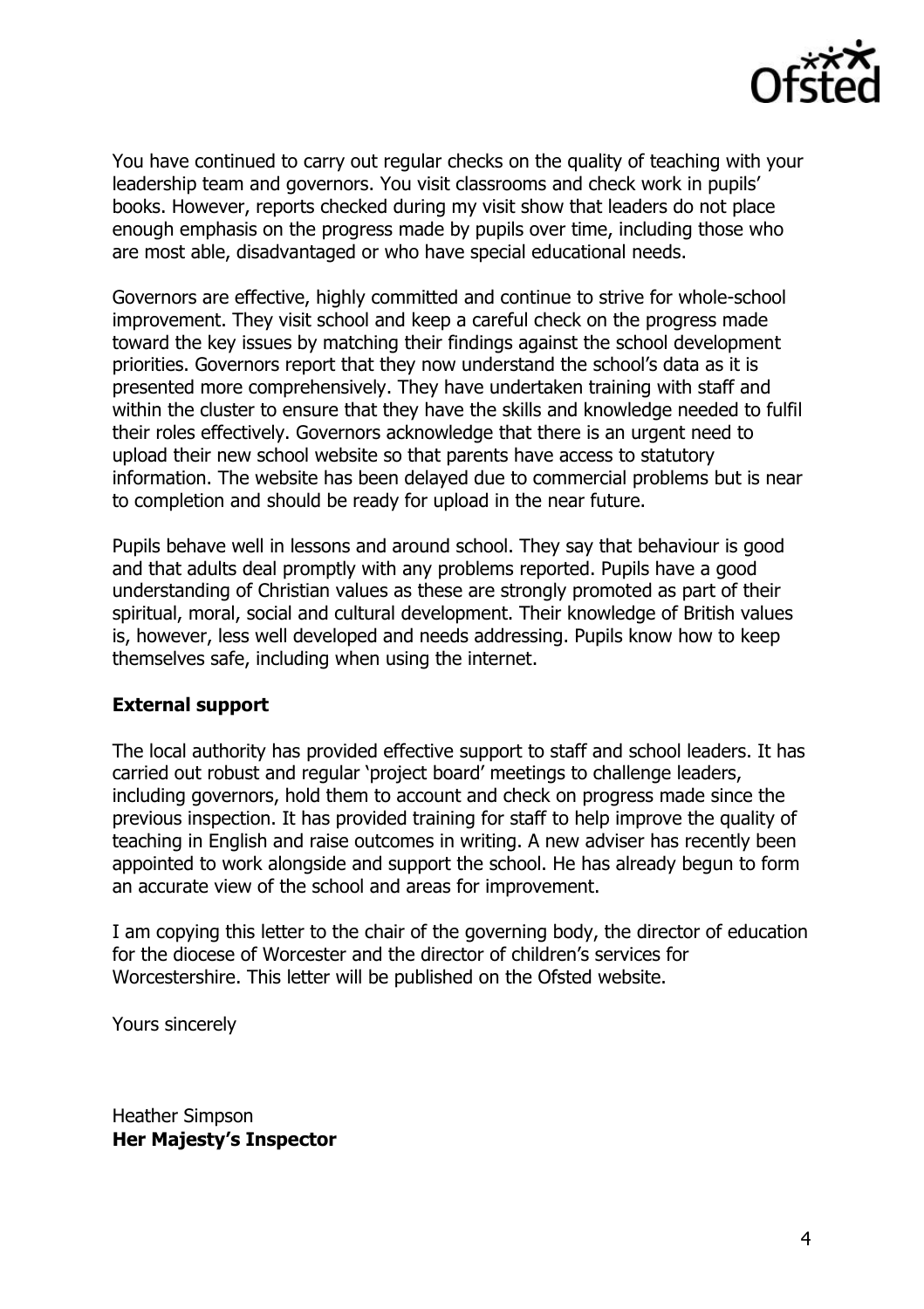You have continued to carry out regular checks on the quality of teaching with your leadership team and governors. You visit classrooms and check work in pupils' books. However, reports checked during my visit show that leaders do not place enough emphasis on the progress made by pupils over time, including those who are most able, disadvantaged or who have special educational needs.

Governors are effective, highly committed and continue to strive for whole-school improvement. They visit school and keep a careful check on the progress made toward the key issues by matching their findings against the school development priorities. Governors report that they now understand the school's data as it is presented more comprehensively. They have undertaken training with staff and within the cluster to ensure that they have the skills and knowledge needed to fulfil their roles effectively. Governors acknowledge that there is an urgent need to upload their new school website so that parents have access to statutory information. The website has been delayed due to commercial problems but is near to completion and should be ready for upload in the near future.

Pupils behave well in lessons and around school. They say that behaviour is good and that adults deal promptly with any problems reported. Pupils have a good understanding of Christian values as these are strongly promoted as part of their spiritual, moral, social and cultural development. Their knowledge of British values is, however, less well developed and needs addressing. Pupils know how to keep themselves safe, including when using the internet.

**External support**

The local authority has provided effective support to staff and school leaders. It has carried out robust and regular 'project board' meetings to challenge leaders, including governors, hold them to account and check on progress made since the previous inspection. It has provided training for staff to help improve the quality of teaching in English and raise outcomes in writing. A new adviser has recently been appointed to work alongside and support the school. He has already begun to form an accurate view of the school and areas for improvement.

I am copying this letter to the chair of the governing body, the director of education for the diocese of Worcester and the director of children's services for Worcestershire. This letter will be published on the Ofsted website.

Yours sincerely

Heather Simpson
**Her Majesty's Inspector**